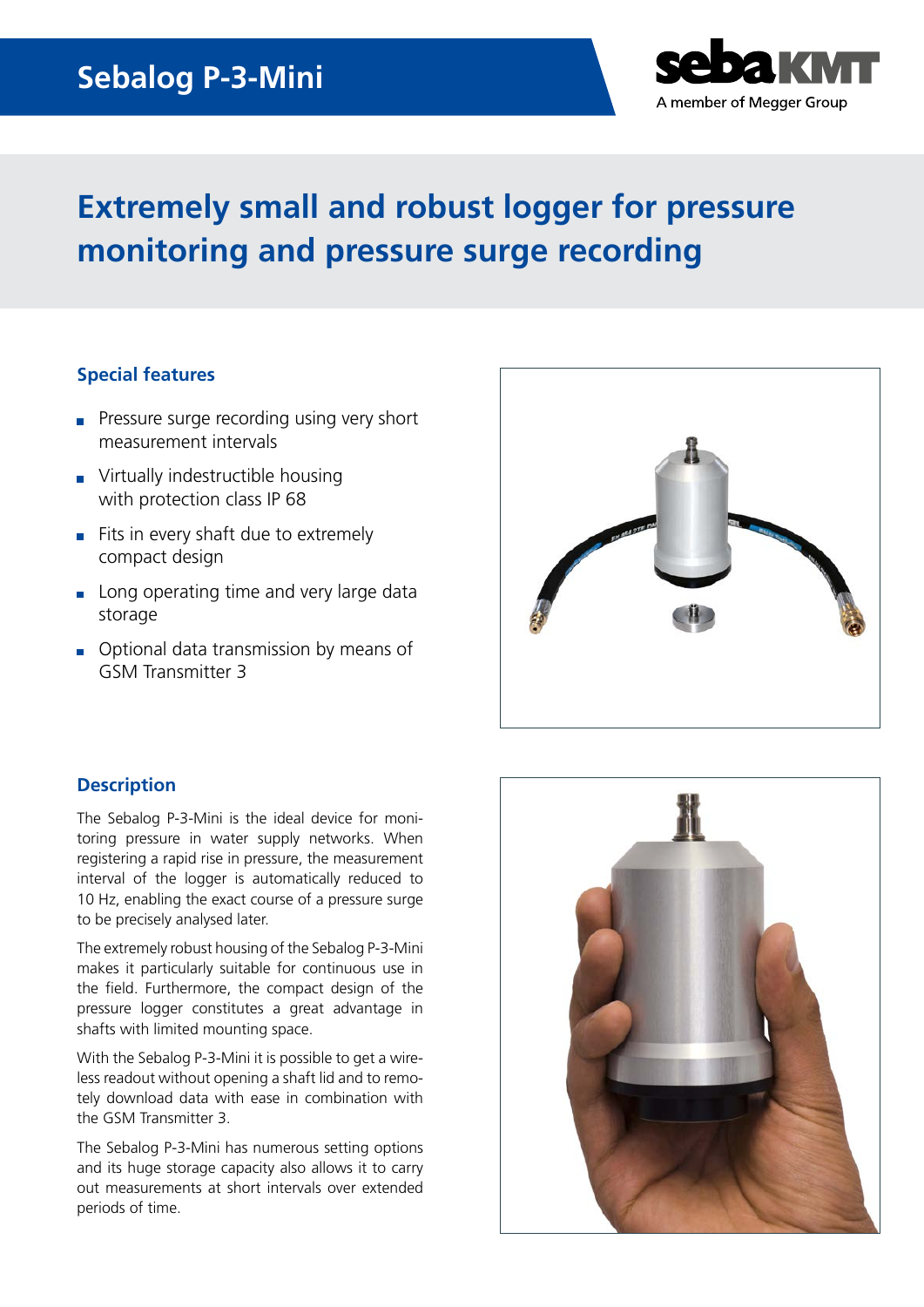# Sebalog P-3-Mini

## Extremely small and robust logger for pressure monitoring and pressure surge recording

### Special features

- Pressure surge recording using very short measurement intervals
- Virtually indestructible housing with protection class IP 68
- Fits in every shaft due to extremely compact design
- Long operating time and very large data storage
- Optional data transmission by means of GSM Transmitter 3

### Description

The Sebalog P-3-Mini is the ideal device for monitoring pressure in water supply networks. When registering a rapid rise in pressure, the measurement interval of the logger is automatically reduced to 10 Hz, enabling the exact course of a pressure surge to be precisely analysed later.

The extremely robust housing of the Sebalog P-3-Mini makes it particularly suitable for continuous use in the field. Furthermore, the compact design of the pressure logger constitutes a great advantage in shafts with limited mounting space.

With the Sebalog P-3-Mini it is possible to get a wireless readout without opening a shaft lid and to remotely download data with ease in combination with the GSM Transmitter 3.

The Sebalog P-3-Mini has numerous setting options and its huge storage capacity also allows it to carry out measurements at short intervals over extended periods of time.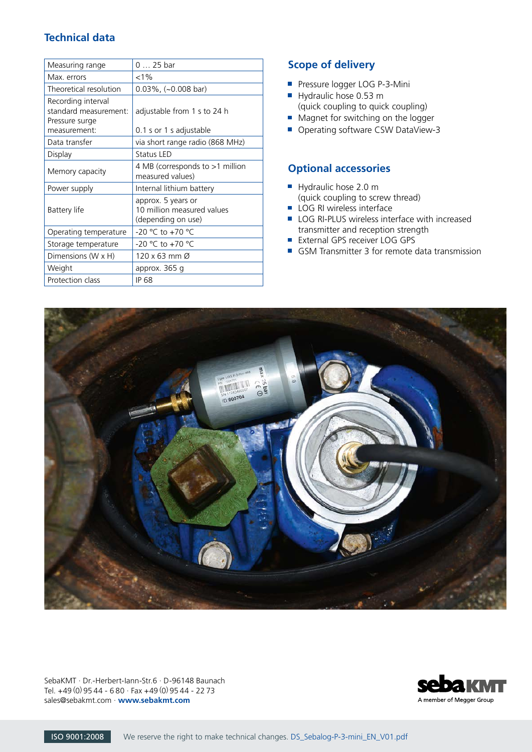## Technical data

| | |
|---|---|
| Measuring range | 0 … 25 bar |
| Max. errors | <1% |
| Theoretical resolution | 0.03%, (~0.008 bar) |
| Recording interval standard measurement: Pressure surge measurement: | adjustable from 1 s to 24 h<br>0.1 s or 1 s adjustable |
| Data transfer | via short range radio (868 MHz) |
| Display | Status LED |
| Memory capacity | 4 MB (corresponds to >1 million measured values) |
| Power supply | Internal lithium battery |
| Battery life | approx. 5 years or 10 million measured values (depending on use) |
| Operating temperature | -20 °C to +70 °C |
| Storage temperature | -20 °C to +70 °C |
| Dimensions (W x H) | 120 x 63 mm Ø |
| Weight | approx. 365 g |
| Protection class | IP 68 |

## Scope of delivery

- Pressure logger LOG P-3-Mini
- Hydraulic hose 0.53 m (quick coupling to quick coupling)
- Magnet for switching on the logger
- Operating software CSW DataView-3

## Optional accessories

- Hydraulic hose 2.0 m (quick coupling to screw thread)
- LOG RI wireless interface
- LOG RI-PLUS wireless interface with increased transmitter and reception strength
- External GPS receiver LOG GPS
- GSM Transmitter 3 for remote data transmission

SebaKMT · Dr.-Herbert-Iann-Str.6 · D-96148 Baunach
Tel. +49 (0) 95 44 - 6 80 · Fax +49 (0) 95 44 - 22 73
sales@sebakmt.com · **www.sebakmt.com**

sebaKMT
A member of Megger Group

ISO 9001:2008 We reserve the right to make technical changes. DS_Sebalog-P-3-mini_EN_V01.pdf